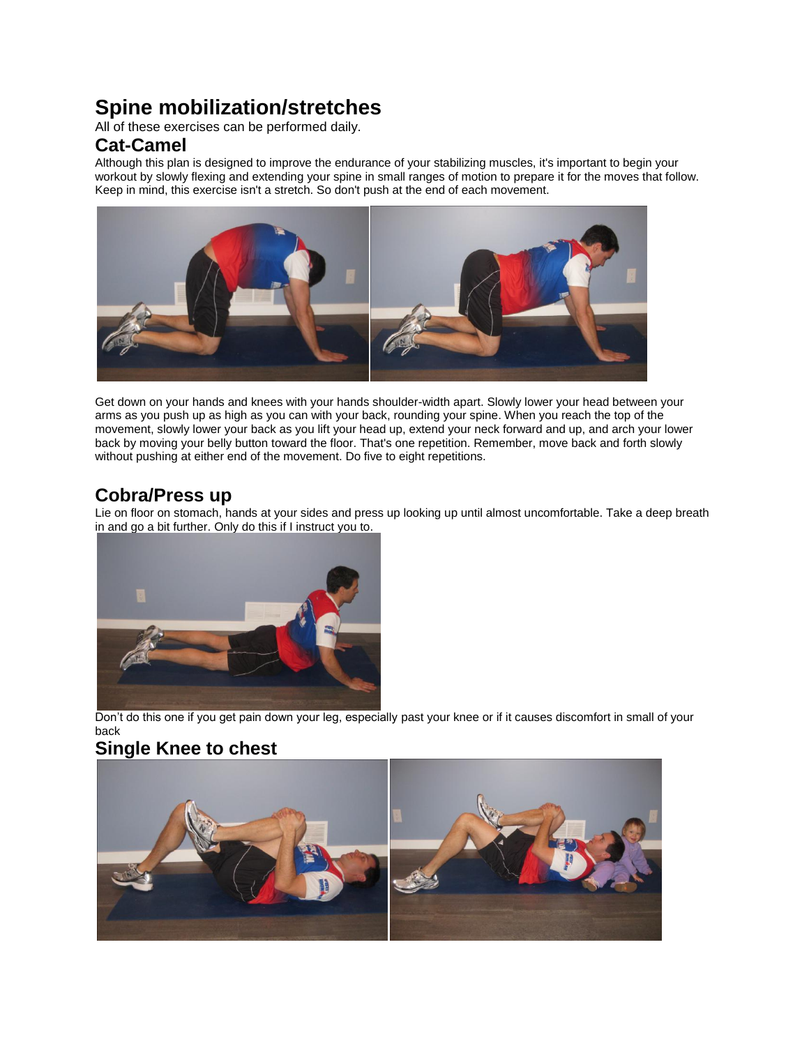# Spine mobilization/stretches

All of these exercises can be performed daily.

## Cat-Camel

Although this plan is designed to improve the endurance of your stabilizing muscles, it's important to begin your workout by slowly flexing and extending your spine in small ranges of motion to prepare it for the moves that follow. Keep in mind, this exercise isn't a stretch. So don't push at the end of each movement.

Get down on your hands and knees with your hands shoulder-width apart. Slowly lower your head between your arms as you push up as high as you can with your back, rounding your spine. When you reach the top of the movement, slowly lower your back as you lift your head up, extend your neck forward and up, and arch your lower back by moving your belly button toward the floor. That's one repetition. Remember, move back and forth slowly without pushing at either end of the movement. Do five to eight repetitions.

## Cobra/Press up

Lie on floor on stomach, hands at your sides and press up looking up until almost uncomfortable. Take a deep breath in and go a bit further. Only do this if I instruct you to.

Don't do this one if you get pain down your leg, especially past your knee or if it causes discomfort in small of your back

## Single Knee to chest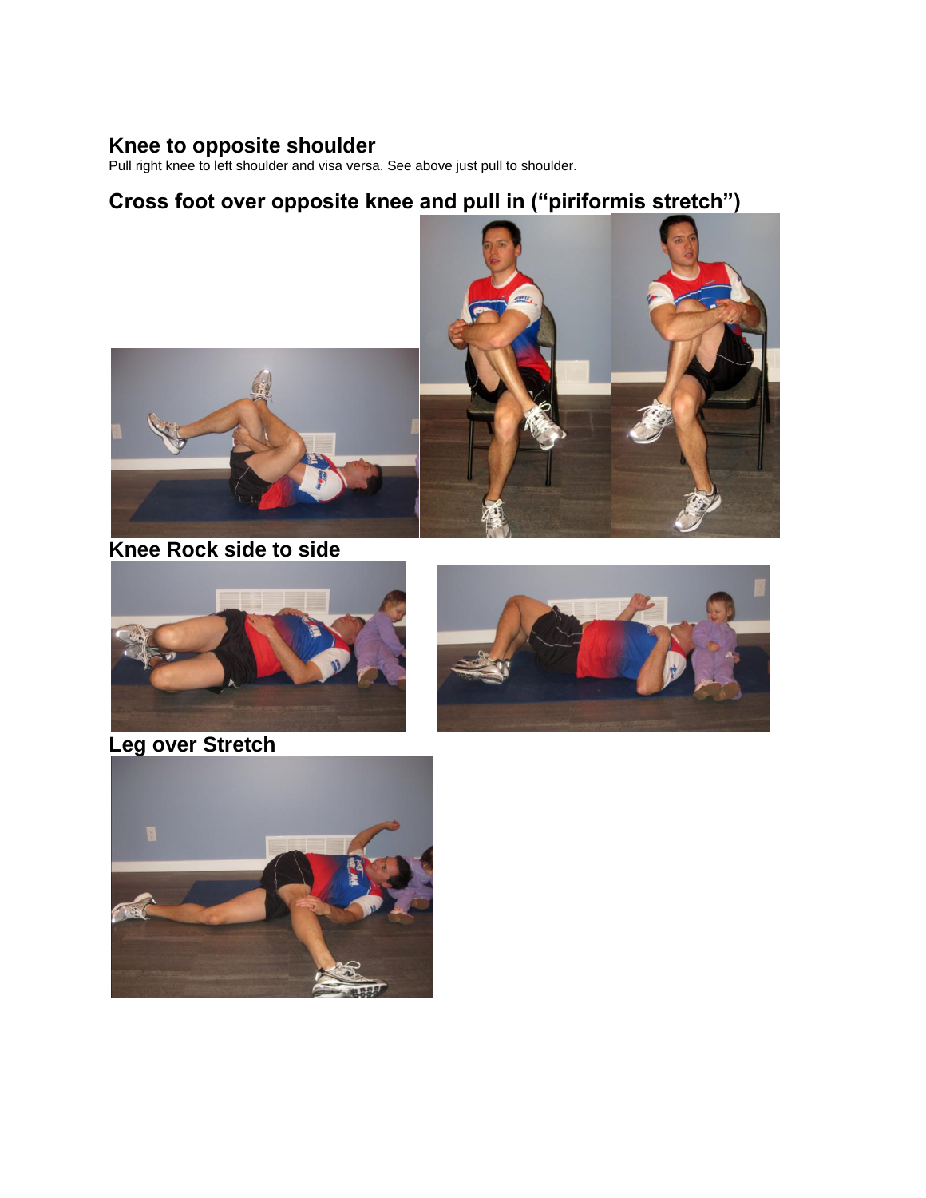## Knee to opposite shoulder

Pull right knee to left shoulder and visa versa. See above just pull to shoulder.

## Cross foot over opposite knee and pull in ("piriformis stretch")

## Knee Rock side to side

## Leg over Stretch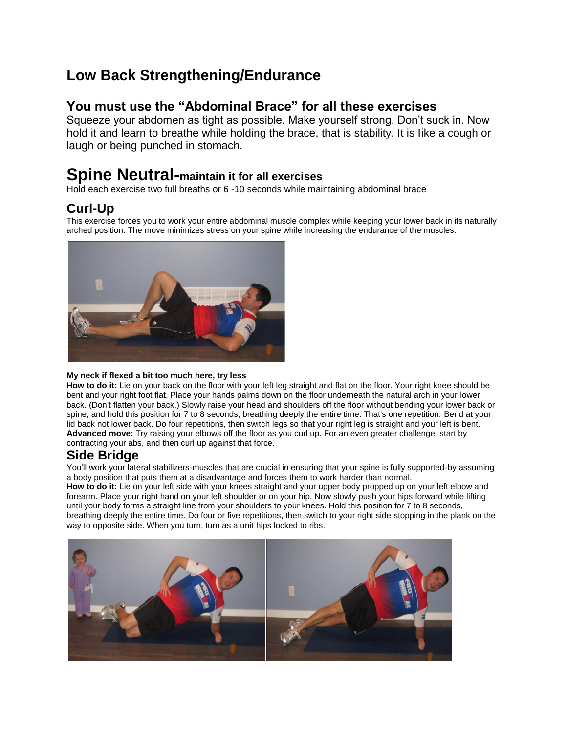# Low Back Strengthening/Endurance

## You must use the "Abdominal Brace" for all these exercises

Squeeze your abdomen as tight as possible. Make yourself strong. Don't suck in. Now hold it and learn to breathe while holding the brace, that is stability. It is like a cough or laugh or being punched in stomach.

# Spine Neutral-maintain it for all exercises

Hold each exercise two full breaths or 6 -10 seconds while maintaining abdominal brace

## Curl-Up

This exercise forces you to work your entire abdominal muscle complex while keeping your lower back in its naturally arched position. The move minimizes stress on your spine while increasing the endurance of the muscles.

**My neck if flexed a bit too much here, try less**

**How to do it:** Lie on your back on the floor with your left leg straight and flat on the floor. Your right knee should be bent and your right foot flat. Place your hands palms down on the floor underneath the natural arch in your lower back. (Don't flatten your back.) Slowly raise your head and shoulders off the floor without bending your lower back or spine, and hold this position for 7 to 8 seconds, breathing deeply the entire time. That's one repetition. Bend at your lid back not lower back. Do four repetitions, then switch legs so that your right leg is straight and your left is bent.

**Advanced move:** Try raising your elbows off the floor as you curl up. For an even greater challenge, start by contracting your abs, and then curl up against that force.

## Side Bridge

You'll work your lateral stabilizers-muscles that are crucial in ensuring that your spine is fully supported-by assuming a body position that puts them at a disadvantage and forces them to work harder than normal.

**How to do it:** Lie on your left side with your knees straight and your upper body propped up on your left elbow and forearm. Place your right hand on your left shoulder or on your hip. Now slowly push your hips forward while lifting until your body forms a straight line from your shoulders to your knees. Hold this position for 7 to 8 seconds, breathing deeply the entire time. Do four or five repetitions, then switch to your right side stopping in the plank on the way to opposite side. When you turn, turn as a unit hips locked to ribs.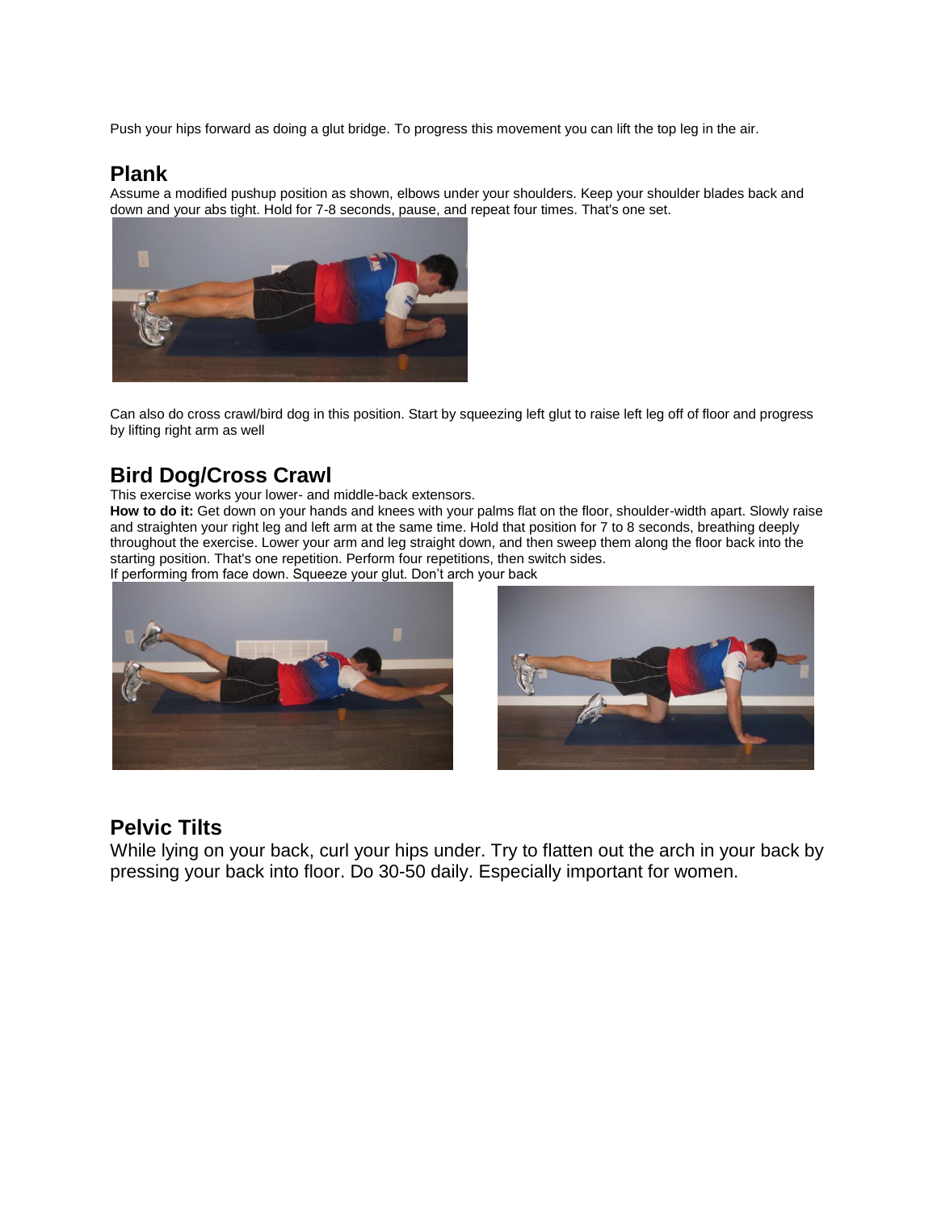Push your hips forward as doing a glut bridge. To progress this movement you can lift the top leg in the air.

## Plank

Assume a modified pushup position as shown, elbows under your shoulders. Keep your shoulder blades back and down and your abs tight. Hold for 7-8 seconds, pause, and repeat four times. That's one set.

Can also do cross crawl/bird dog in this position. Start by squeezing left glut to raise left leg off of floor and progress by lifting right arm as well

## Bird Dog/Cross Crawl

This exercise works your lower- and middle-back extensors.

**How to do it:** Get down on your hands and knees with your palms flat on the floor, shoulder-width apart. Slowly raise and straighten your right leg and left arm at the same time. Hold that position for 7 to 8 seconds, breathing deeply throughout the exercise. Lower your arm and leg straight down, and then sweep them along the floor back into the starting position. That's one repetition. Perform four repetitions, then switch sides.

If performing from face down. Squeeze your glut. Don't arch your back

## Pelvic Tilts

While lying on your back, curl your hips under. Try to flatten out the arch in your back by pressing your back into floor. Do 30-50 daily. Especially important for women.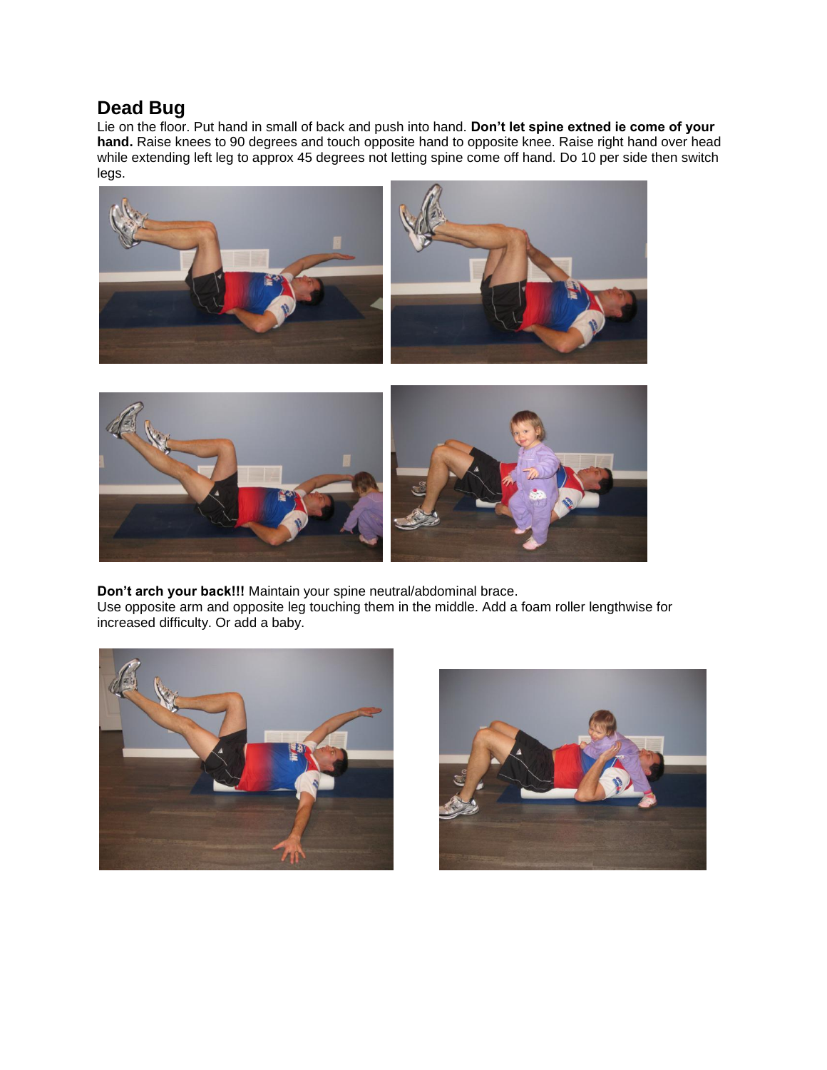## Dead Bug

Lie on the floor. Put hand in small of back and push into hand. **Don't let spine extned ie come of your hand.** Raise knees to 90 degrees and touch opposite hand to opposite knee. Raise right hand over head while extending left leg to approx 45 degrees not letting spine come off hand. Do 10 per side then switch legs.

**Don't arch your back!!!** Maintain your spine neutral/abdominal brace.
Use opposite arm and opposite leg touching them in the middle. Add a foam roller lengthwise for increased difficulty. Or add a baby.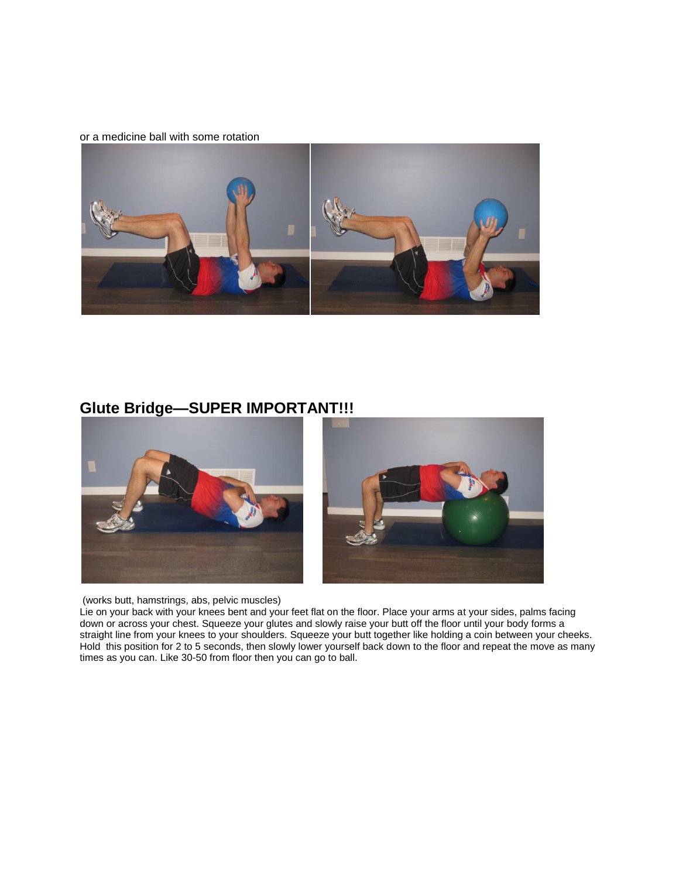or a medicine ball with some rotation

## Glute Bridge—SUPER IMPORTANT!!!

(works butt, hamstrings, abs, pelvic muscles)

Lie on your back with your knees bent and your feet flat on the floor. Place your arms at your sides, palms facing down or across your chest. Squeeze your glutes and slowly raise your butt off the floor until your body forms a straight line from your knees to your shoulders. Squeeze your butt together like holding a coin between your cheeks. Hold this position for 2 to 5 seconds, then slowly lower yourself back down to the floor and repeat the move as many times as you can. Like 30-50 from floor then you can go to ball.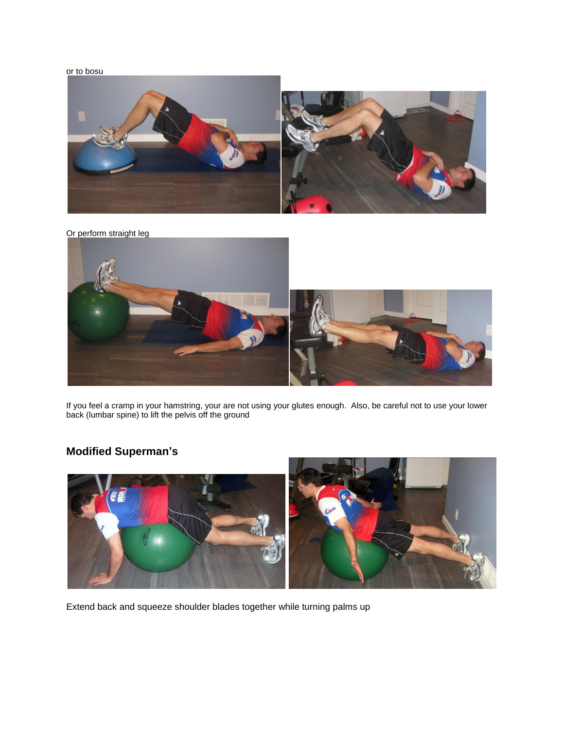or to bosu

Or perform straight leg

If you feel a cramp in your hamstring, your are not using your glutes enough. Also, be careful not to use your lower back (lumbar spine) to lift the pelvis off the ground

## Modified Superman's

Extend back and squeeze shoulder blades together while turning palms up